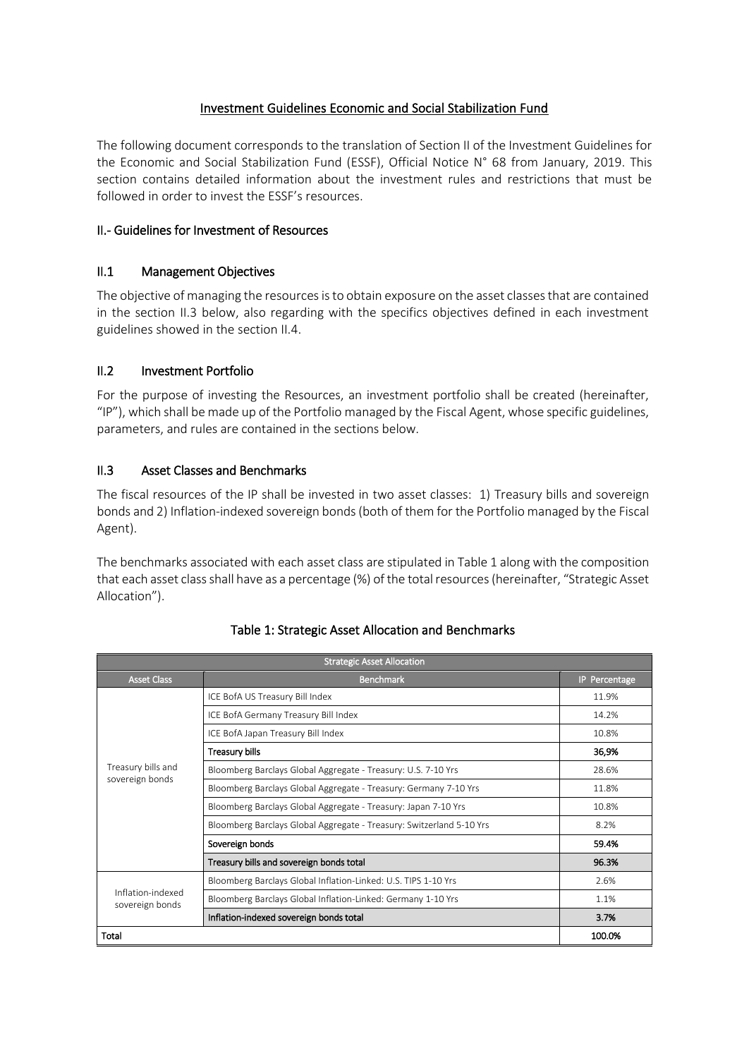# Investment Guidelines Economic and Social Stabilization Fund

The following document corresponds to the translation of Section II of the Investment Guidelines for the Economic and Social Stabilization Fund (ESSF), Official Notice N° 68 from January, 2019. This section contains detailed information about the investment rules and restrictions that must be followed in order to invest the ESSF's resources.

## II.- Guidelines for Investment of Resources

### II.1 Management Objectives

The objective of managing the resources is to obtain exposure on the asset classes that are contained in the section II.3 below, also regarding with the specifics objectives defined in each investment guidelines showed in the section II.4.

### II.2 Investment Portfolio

For the purpose of investing the Resources, an investment portfolio shall be created (hereinafter, "IP"), which shall be made up of the Portfolio managed by the Fiscal Agent, whose specific guidelines, parameters, and rules are contained in the sections below.

### II.3 Asset Classes and Benchmarks

The fiscal resources of the IP shall be invested in two asset classes: 1) Treasury bills and sovereign bonds and 2) Inflation-indexed sovereign bonds (both of them for the Portfolio managed by the Fiscal Agent).

The benchmarks associated with each asset class are stipulated in Table 1 along with the composition that each asset class shall have as a percentage (%) of the total resources (hereinafter, "Strategic Asset Allocation").

Table 1: Strategic Asset Allocation and Benchmarks

| Strategic Asset Allocation | | |
|---|---|---|
| Asset Class | Benchmark | IP Percentage |
| Treasury bills and sovereign bonds | ICE BofA US Treasury Bill Index | 11.9% |
| | ICE BofA Germany Treasury Bill Index | 14.2% |
| | ICE BofA Japan Treasury Bill Index | 10.8% |
| | **Treasury bills** | **36,9%** |
| | Bloomberg Barclays Global Aggregate - Treasury: U.S. 7-10 Yrs | 28.6% |
| | Bloomberg Barclays Global Aggregate - Treasury: Germany 7-10 Yrs | 11.8% |
| | Bloomberg Barclays Global Aggregate - Treasury: Japan 7-10 Yrs | 10.8% |
| | Bloomberg Barclays Global Aggregate - Treasury: Switzerland 5-10 Yrs | 8.2% |
| | **Sovereign bonds** | **59.4%** |
| | **Treasury bills and sovereign bonds total** | **96.3%** |
| Inflation-indexed sovereign bonds | Bloomberg Barclays Global Inflation-Linked: U.S. TIPS 1-10 Yrs | 2.6% |
| | Bloomberg Barclays Global Inflation-Linked: Germany 1-10 Yrs | 1.1% |
| | **Inflation-indexed sovereign bonds total** | **3.7%** |
| **Total** | | **100.0%** |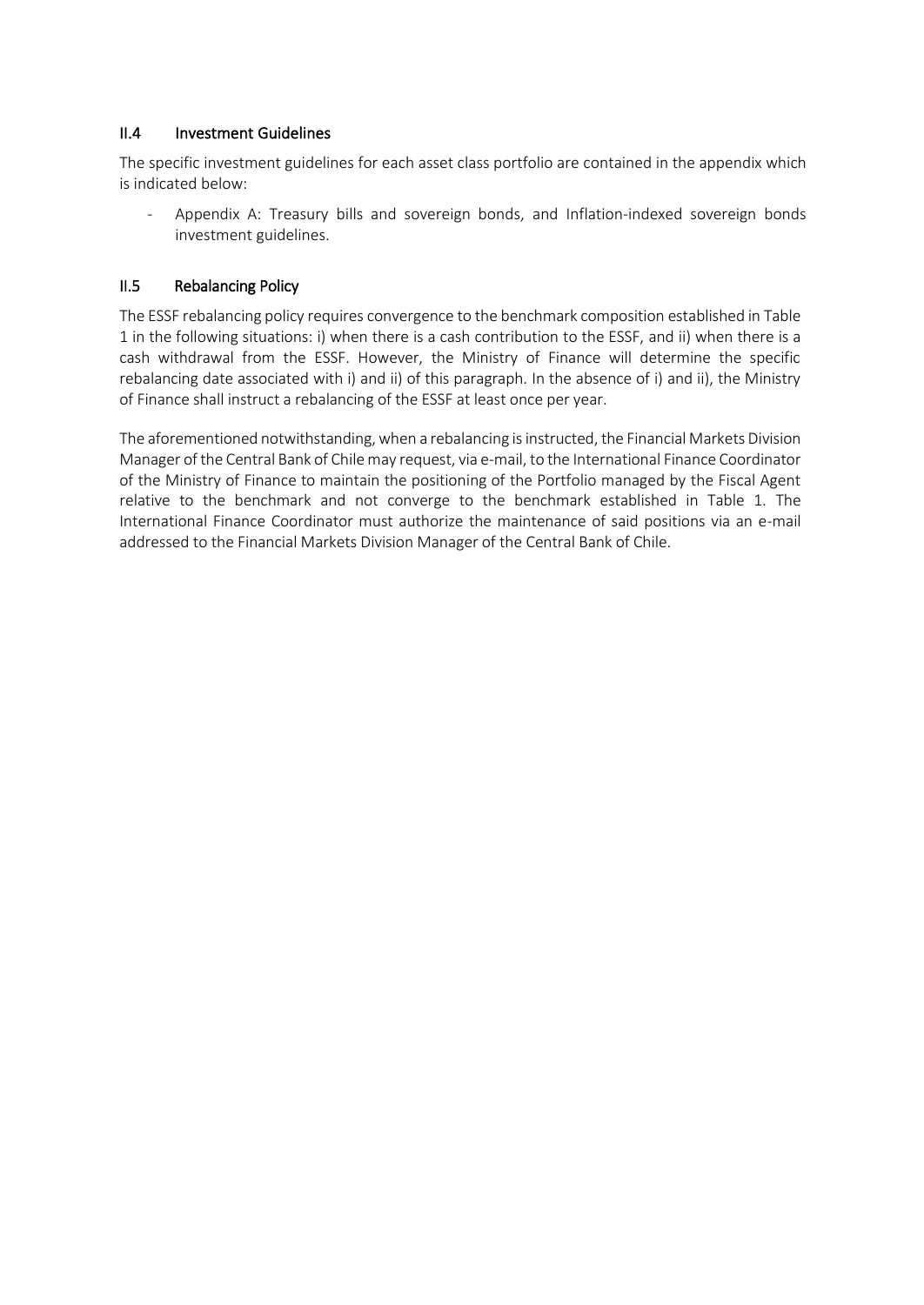## II.4 Investment Guidelines

The specific investment guidelines for each asset class portfolio are contained in the appendix which is indicated below:

- Appendix A: Treasury bills and sovereign bonds, and Inflation-indexed sovereign bonds investment guidelines.

## II.5 Rebalancing Policy

The ESSF rebalancing policy requires convergence to the benchmark composition established in Table 1 in the following situations: i) when there is a cash contribution to the ESSF, and ii) when there is a cash withdrawal from the ESSF. However, the Ministry of Finance will determine the specific rebalancing date associated with i) and ii) of this paragraph. In the absence of i) and ii), the Ministry of Finance shall instruct a rebalancing of the ESSF at least once per year.

The aforementioned notwithstanding, when a rebalancing is instructed, the Financial Markets Division Manager of the Central Bank of Chile may request, via e-mail, to the International Finance Coordinator of the Ministry of Finance to maintain the positioning of the Portfolio managed by the Fiscal Agent relative to the benchmark and not converge to the benchmark established in Table 1. The International Finance Coordinator must authorize the maintenance of said positions via an e-mail addressed to the Financial Markets Division Manager of the Central Bank of Chile.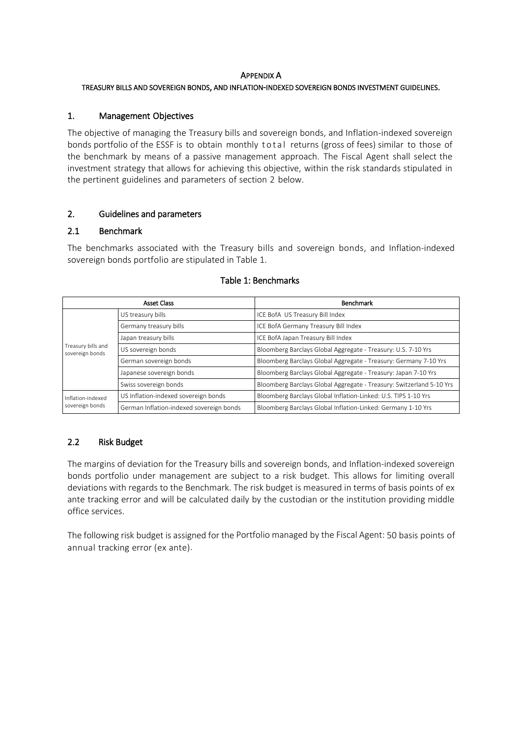## APPENDIX A

### TREASURY BILLS AND SOVEREIGN BONDS, AND INFLATION-INDEXED SOVEREIGN BONDS INVESTMENT GUIDELINES.

## 1. Management Objectives

The objective of managing the Treasury bills and sovereign bonds, and Inflation-indexed sovereign bonds portfolio of the ESSF is to obtain monthly total returns (gross of fees) similar to those of the benchmark by means of a passive management approach. The Fiscal Agent shall select the investment strategy that allows for achieving this objective, within the risk standards stipulated in the pertinent guidelines and parameters of section 2 below.

## 2. Guidelines and parameters

### 2.1 Benchmark

The benchmarks associated with the Treasury bills and sovereign bonds, and Inflation-indexed sovereign bonds portfolio are stipulated in Table 1.

**Table 1: Benchmarks**

| Asset Class | | Benchmark |
|---|---|---|
| Treasury bills and sovereign bonds | US treasury bills | ICE BofA US Treasury Bill Index |
| | Germany treasury bills | ICE BofA Germany Treasury Bill Index |
| | Japan treasury bills | ICE BofA Japan Treasury Bill Index |
| | US sovereign bonds | Bloomberg Barclays Global Aggregate - Treasury: U.S. 7-10 Yrs |
| | German sovereign bonds | Bloomberg Barclays Global Aggregate - Treasury: Germany 7-10 Yrs |
| | Japanese sovereign bonds | Bloomberg Barclays Global Aggregate - Treasury: Japan 7-10 Yrs |
| | Swiss sovereign bonds | Bloomberg Barclays Global Aggregate - Treasury: Switzerland 5-10 Yrs |
| Inflation-indexed sovereign bonds | US Inflation-indexed sovereign bonds | Bloomberg Barclays Global Inflation-Linked: U.S. TIPS 1-10 Yrs |
| | German Inflation-indexed sovereign bonds | Bloomberg Barclays Global Inflation-Linked: Germany 1-10 Yrs |

### 2.2 Risk Budget

The margins of deviation for the Treasury bills and sovereign bonds, and Inflation-indexed sovereign bonds portfolio under management are subject to a risk budget. This allows for limiting overall deviations with regards to the Benchmark. The risk budget is measured in terms of basis points of ex ante tracking error and will be calculated daily by the custodian or the institution providing middle office services.

The following risk budget is assigned for the Portfolio managed by the Fiscal Agent: 50 basis points of annual tracking error (ex ante).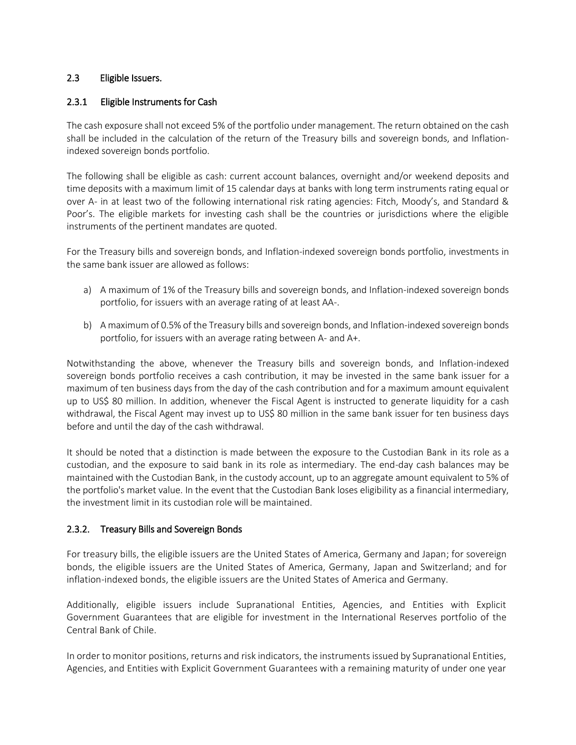## 2.3 Eligible Issuers.

### 2.3.1 Eligible Instruments for Cash

The cash exposure shall not exceed 5% of the portfolio under management. The return obtained on the cash shall be included in the calculation of the return of the Treasury bills and sovereign bonds, and Inflation-indexed sovereign bonds portfolio.

The following shall be eligible as cash: current account balances, overnight and/or weekend deposits and time deposits with a maximum limit of 15 calendar days at banks with long term instruments rating equal or over A- in at least two of the following international risk rating agencies: Fitch, Moody's, and Standard & Poor's. The eligible markets for investing cash shall be the countries or jurisdictions where the eligible instruments of the pertinent mandates are quoted.

For the Treasury bills and sovereign bonds, and Inflation-indexed sovereign bonds portfolio, investments in the same bank issuer are allowed as follows:

a) A maximum of 1% of the Treasury bills and sovereign bonds, and Inflation-indexed sovereign bonds portfolio, for issuers with an average rating of at least AA-.

b) A maximum of 0.5% of the Treasury bills and sovereign bonds, and Inflation-indexed sovereign bonds portfolio, for issuers with an average rating between A- and A+.

Notwithstanding the above, whenever the Treasury bills and sovereign bonds, and Inflation-indexed sovereign bonds portfolio receives a cash contribution, it may be invested in the same bank issuer for a maximum of ten business days from the day of the cash contribution and for a maximum amount equivalent up to US$ 80 million. In addition, whenever the Fiscal Agent is instructed to generate liquidity for a cash withdrawal, the Fiscal Agent may invest up to US$ 80 million in the same bank issuer for ten business days before and until the day of the cash withdrawal.

It should be noted that a distinction is made between the exposure to the Custodian Bank in its role as a custodian, and the exposure to said bank in its role as intermediary. The end-day cash balances may be maintained with the Custodian Bank, in the custody account, up to an aggregate amount equivalent to 5% of the portfolio's market value. In the event that the Custodian Bank loses eligibility as a financial intermediary, the investment limit in its custodian role will be maintained.

### 2.3.2. Treasury Bills and Sovereign Bonds

For treasury bills, the eligible issuers are the United States of America, Germany and Japan; for sovereign bonds, the eligible issuers are the United States of America, Germany, Japan and Switzerland; and for inflation-indexed bonds, the eligible issuers are the United States of America and Germany.

Additionally, eligible issuers include Supranational Entities, Agencies, and Entities with Explicit Government Guarantees that are eligible for investment in the International Reserves portfolio of the Central Bank of Chile.

In order to monitor positions, returns and risk indicators, the instruments issued by Supranational Entities, Agencies, and Entities with Explicit Government Guarantees with a remaining maturity of under one year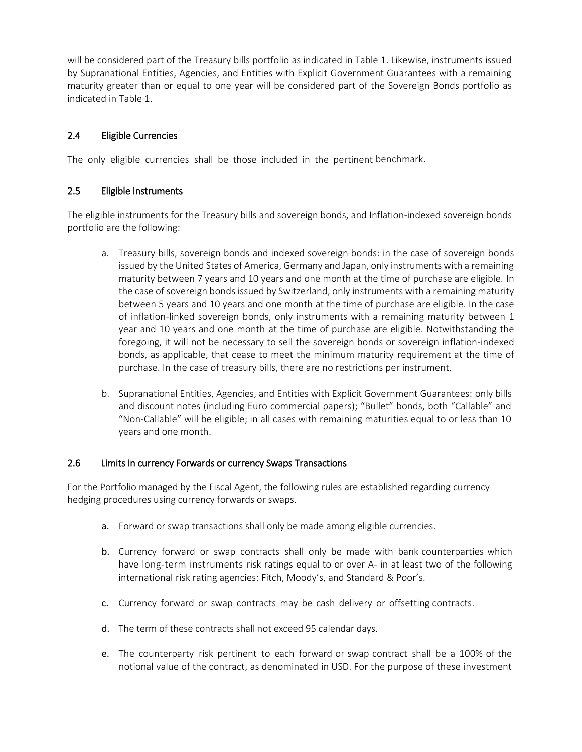will be considered part of the Treasury bills portfolio as indicated in Table 1. Likewise, instruments issued by Supranational Entities, Agencies, and Entities with Explicit Government Guarantees with a remaining maturity greater than or equal to one year will be considered part of the Sovereign Bonds portfolio as indicated in Table 1.

## 2.4 Eligible Currencies

The only eligible currencies shall be those included in the pertinent benchmark.

## 2.5 Eligible Instruments

The eligible instruments for the Treasury bills and sovereign bonds, and Inflation-indexed sovereign bonds portfolio are the following:

a. Treasury bills, sovereign bonds and indexed sovereign bonds: in the case of sovereign bonds issued by the United States of America, Germany and Japan, only instruments with a remaining maturity between 7 years and 10 years and one month at the time of purchase are eligible. In the case of sovereign bonds issued by Switzerland, only instruments with a remaining maturity between 5 years and 10 years and one month at the time of purchase are eligible. In the case of inflation-linked sovereign bonds, only instruments with a remaining maturity between 1 year and 10 years and one month at the time of purchase are eligible. Notwithstanding the foregoing, it will not be necessary to sell the sovereign bonds or sovereign inflation-indexed bonds, as applicable, that cease to meet the minimum maturity requirement at the time of purchase. In the case of treasury bills, there are no restrictions per instrument.

b. Supranational Entities, Agencies, and Entities with Explicit Government Guarantees: only bills and discount notes (including Euro commercial papers); "Bullet" bonds, both "Callable" and "Non-Callable" will be eligible; in all cases with remaining maturities equal to or less than 10 years and one month.

## 2.6 Limits in currency Forwards or currency Swaps Transactions

For the Portfolio managed by the Fiscal Agent, the following rules are established regarding currency hedging procedures using currency forwards or swaps.

a. Forward or swap transactions shall only be made among eligible currencies.

b. Currency forward or swap contracts shall only be made with bank counterparties which have long-term instruments risk ratings equal to or over A- in at least two of the following international risk rating agencies: Fitch, Moody's, and Standard & Poor's.

c. Currency forward or swap contracts may be cash delivery or offsetting contracts.

d. The term of these contracts shall not exceed 95 calendar days.

e. The counterparty risk pertinent to each forward or swap contract shall be a 100% of the notional value of the contract, as denominated in USD. For the purpose of these investment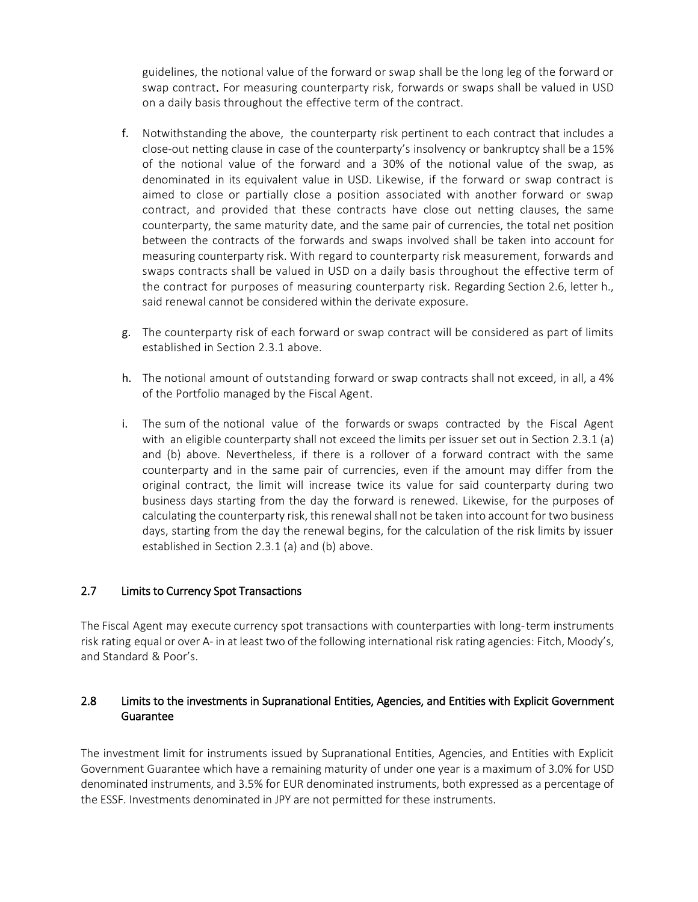guidelines, the notional value of the forward or swap shall be the long leg of the forward or swap contract. For measuring counterparty risk, forwards or swaps shall be valued in USD on a daily basis throughout the effective term of the contract.

f. Notwithstanding the above, the counterparty risk pertinent to each contract that includes a close-out netting clause in case of the counterparty's insolvency or bankruptcy shall be a 15% of the notional value of the forward and a 30% of the notional value of the swap, as denominated in its equivalent value in USD. Likewise, if the forward or swap contract is aimed to close or partially close a position associated with another forward or swap contract, and provided that these contracts have close out netting clauses, the same counterparty, the same maturity date, and the same pair of currencies, the total net position between the contracts of the forwards and swaps involved shall be taken into account for measuring counterparty risk. With regard to counterparty risk measurement, forwards and swaps contracts shall be valued in USD on a daily basis throughout the effective term of the contract for purposes of measuring counterparty risk. Regarding Section 2.6, letter h., said renewal cannot be considered within the derivate exposure.

g. The counterparty risk of each forward or swap contract will be considered as part of limits established in Section 2.3.1 above.

h. The notional amount of outstanding forward or swap contracts shall not exceed, in all, a 4% of the Portfolio managed by the Fiscal Agent.

i. The sum of the notional value of the forwards or swaps contracted by the Fiscal Agent with an eligible counterparty shall not exceed the limits per issuer set out in Section 2.3.1 (a) and (b) above. Nevertheless, if there is a rollover of a forward contract with the same counterparty and in the same pair of currencies, even if the amount may differ from the original contract, the limit will increase twice its value for said counterparty during two business days starting from the day the forward is renewed. Likewise, for the purposes of calculating the counterparty risk, this renewal shall not be taken into account for two business days, starting from the day the renewal begins, for the calculation of the risk limits by issuer established in Section 2.3.1 (a) and (b) above.

## 2.7 Limits to Currency Spot Transactions

The Fiscal Agent may execute currency spot transactions with counterparties with long-term instruments risk rating equal or over A- in at least two of the following international risk rating agencies: Fitch, Moody's, and Standard & Poor's.

## 2.8 Limits to the investments in Supranational Entities, Agencies, and Entities with Explicit Government Guarantee

The investment limit for instruments issued by Supranational Entities, Agencies, and Entities with Explicit Government Guarantee which have a remaining maturity of under one year is a maximum of 3.0% for USD denominated instruments, and 3.5% for EUR denominated instruments, both expressed as a percentage of the ESSF. Investments denominated in JPY are not permitted for these instruments.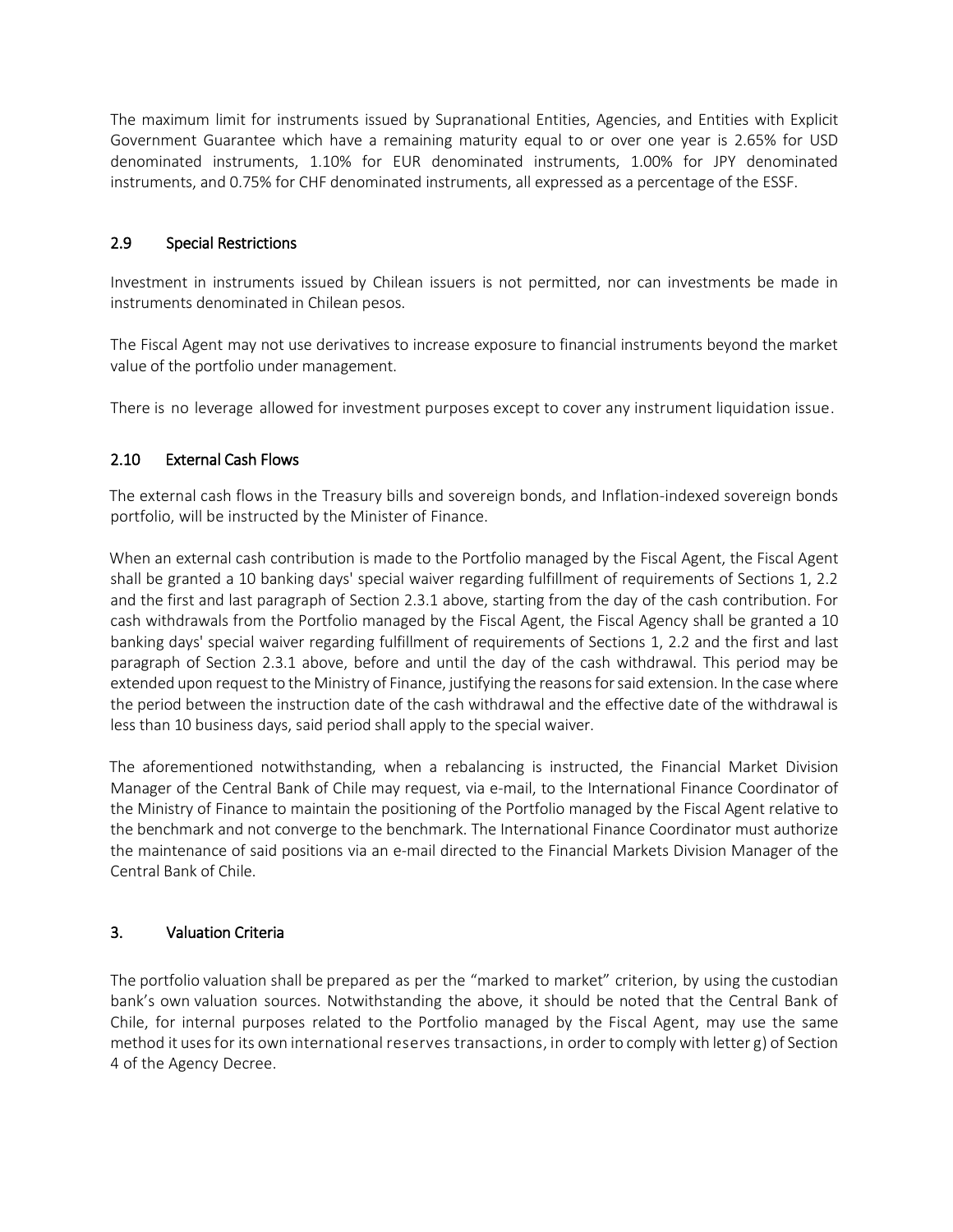The maximum limit for instruments issued by Supranational Entities, Agencies, and Entities with Explicit Government Guarantee which have a remaining maturity equal to or over one year is 2.65% for USD denominated instruments, 1.10% for EUR denominated instruments, 1.00% for JPY denominated instruments, and 0.75% for CHF denominated instruments, all expressed as a percentage of the ESSF.

### 2.9 Special Restrictions

Investment in instruments issued by Chilean issuers is not permitted, nor can investments be made in instruments denominated in Chilean pesos.

The Fiscal Agent may not use derivatives to increase exposure to financial instruments beyond the market value of the portfolio under management.

There is no leverage allowed for investment purposes except to cover any instrument liquidation issue.

### 2.10 External Cash Flows

The external cash flows in the Treasury bills and sovereign bonds, and Inflation-indexed sovereign bonds portfolio, will be instructed by the Minister of Finance.

When an external cash contribution is made to the Portfolio managed by the Fiscal Agent, the Fiscal Agent shall be granted a 10 banking days' special waiver regarding fulfillment of requirements of Sections 1, 2.2 and the first and last paragraph of Section 2.3.1 above, starting from the day of the cash contribution. For cash withdrawals from the Portfolio managed by the Fiscal Agent, the Fiscal Agency shall be granted a 10 banking days' special waiver regarding fulfillment of requirements of Sections 1, 2.2 and the first and last paragraph of Section 2.3.1 above, before and until the day of the cash withdrawal. This period may be extended upon request to the Ministry of Finance, justifying the reasons for said extension. In the case where the period between the instruction date of the cash withdrawal and the effective date of the withdrawal is less than 10 business days, said period shall apply to the special waiver.

The aforementioned notwithstanding, when a rebalancing is instructed, the Financial Market Division Manager of the Central Bank of Chile may request, via e-mail, to the International Finance Coordinator of the Ministry of Finance to maintain the positioning of the Portfolio managed by the Fiscal Agent relative to the benchmark and not converge to the benchmark. The International Finance Coordinator must authorize the maintenance of said positions via an e-mail directed to the Financial Markets Division Manager of the Central Bank of Chile.

## 3. Valuation Criteria

The portfolio valuation shall be prepared as per the "marked to market" criterion, by using the custodian bank's own valuation sources. Notwithstanding the above, it should be noted that the Central Bank of Chile, for internal purposes related to the Portfolio managed by the Fiscal Agent, may use the same method it uses for its own international reserves transactions, in order to comply with letter g) of Section 4 of the Agency Decree.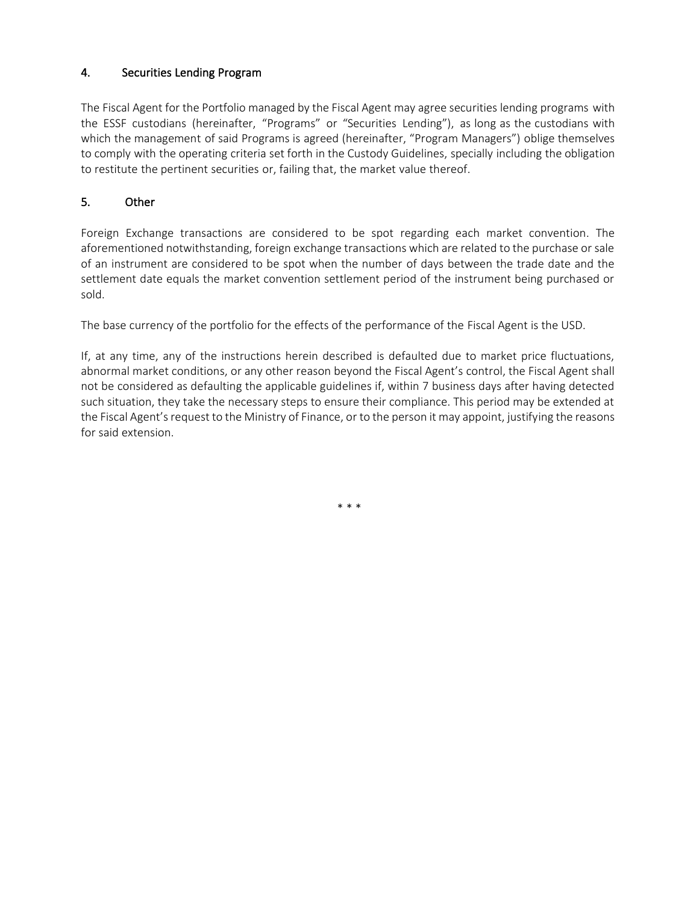## 4. Securities Lending Program

The Fiscal Agent for the Portfolio managed by the Fiscal Agent may agree securities lending programs with the ESSF custodians (hereinafter, "Programs" or "Securities Lending"), as long as the custodians with which the management of said Programs is agreed (hereinafter, "Program Managers") oblige themselves to comply with the operating criteria set forth in the Custody Guidelines, specially including the obligation to restitute the pertinent securities or, failing that, the market value thereof.

## 5. Other

Foreign Exchange transactions are considered to be spot regarding each market convention. The aforementioned notwithstanding, foreign exchange transactions which are related to the purchase or sale of an instrument are considered to be spot when the number of days between the trade date and the settlement date equals the market convention settlement period of the instrument being purchased or sold.

The base currency of the portfolio for the effects of the performance of the Fiscal Agent is the USD.

If, at any time, any of the instructions herein described is defaulted due to market price fluctuations, abnormal market conditions, or any other reason beyond the Fiscal Agent's control, the Fiscal Agent shall not be considered as defaulting the applicable guidelines if, within 7 business days after having detected such situation, they take the necessary steps to ensure their compliance. This period may be extended at the Fiscal Agent's request to the Ministry of Finance, or to the person it may appoint, justifying the reasons for said extension.

\* \* \*